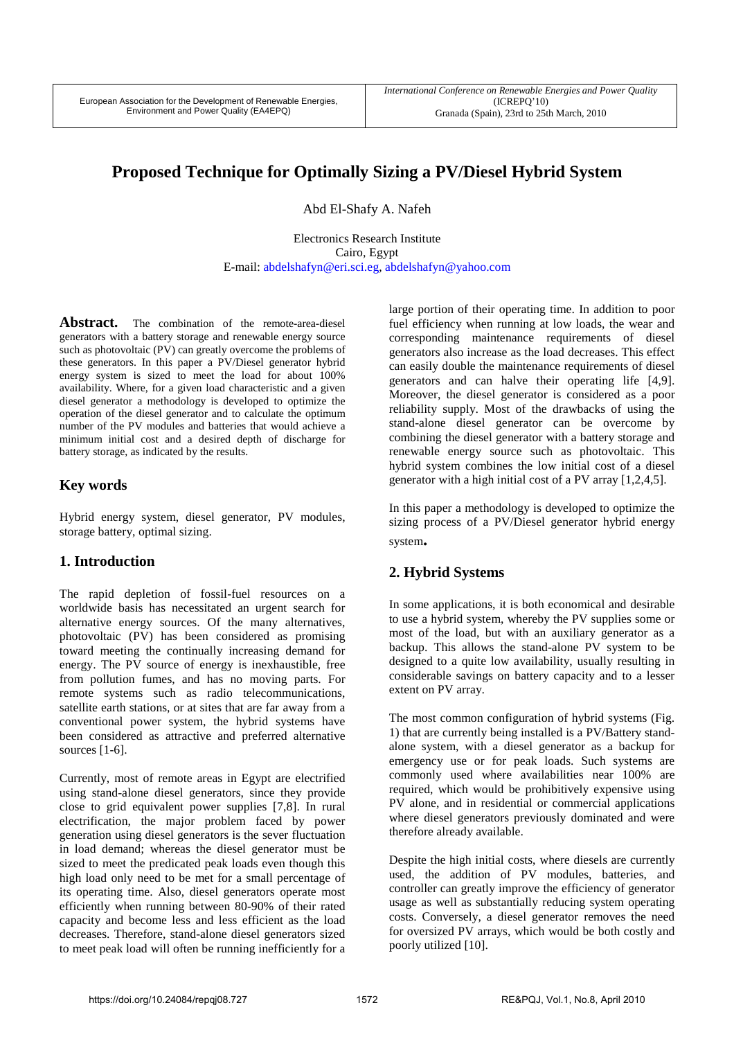# Proposed Technique for Optimally Sizing a PV/Diesel Hybrid System

Abd El-Shafy A. Nafeh

Electronics Research Institute
Cairo, Egypt
E-mail: abdelshafyn@eri.sci.eg, abdelshafyn@yahoo.com

**Abstract.** The combination of the remote-area-diesel generators with a battery storage and renewable energy source such as photovoltaic (PV) can greatly overcome the problems of these generators. In this paper a PV/Diesel generator hybrid energy system is sized to meet the load for about 100% availability. Where, for a given load characteristic and a given diesel generator a methodology is developed to optimize the operation of the diesel generator and to calculate the optimum number of the PV modules and batteries that would achieve a minimum initial cost and a desired depth of discharge for battery storage, as indicated by the results.

## Key words

Hybrid energy system, diesel generator, PV modules, storage battery, optimal sizing.

## 1. Introduction

The rapid depletion of fossil-fuel resources on a worldwide basis has necessitated an urgent search for alternative energy sources. Of the many alternatives, photovoltaic (PV) has been considered as promising toward meeting the continually increasing demand for energy. The PV source of energy is inexhaustible, free from pollution fumes, and has no moving parts. For remote systems such as radio telecommunications, satellite earth stations, or at sites that are far away from a conventional power system, the hybrid systems have been considered as attractive and preferred alternative sources [1-6].

Currently, most of remote areas in Egypt are electrified using stand-alone diesel generators, since they provide close to grid equivalent power supplies [7,8]. In rural electrification, the major problem faced by power generation using diesel generators is the sever fluctuation in load demand; whereas the diesel generator must be sized to meet the predicated peak loads even though this high load only need to be met for a small percentage of its operating time. Also, diesel generators operate most efficiently when running between 80-90% of their rated capacity and become less and less efficient as the load decreases. Therefore, stand-alone diesel generators sized to meet peak load will often be running inefficiently for a large portion of their operating time. In addition to poor fuel efficiency when running at low loads, the wear and corresponding maintenance requirements of diesel generators also increase as the load decreases. This effect can easily double the maintenance requirements of diesel generators and can halve their operating life [4,9]. Moreover, the diesel generator is considered as a poor reliability supply. Most of the drawbacks of using the stand-alone diesel generator can be overcome by combining the diesel generator with a battery storage and renewable energy source such as photovoltaic. This hybrid system combines the low initial cost of a diesel generator with a high initial cost of a PV array [1,2,4,5].

In this paper a methodology is developed to optimize the sizing process of a PV/Diesel generator hybrid energy system.

## 2. Hybrid Systems

In some applications, it is both economical and desirable to use a hybrid system, whereby the PV supplies some or most of the load, but with an auxiliary generator as a backup. This allows the stand-alone PV system to be designed to a quite low availability, usually resulting in considerable savings on battery capacity and to a lesser extent on PV array.

The most common configuration of hybrid systems (Fig. 1) that are currently being installed is a PV/Battery stand-alone system, with a diesel generator as a backup for emergency use or for peak loads. Such systems are commonly used where availabilities near 100% are required, which would be prohibitively expensive using PV alone, and in residential or commercial applications where diesel generators previously dominated and were therefore already available.

Despite the high initial costs, where diesels are currently used, the addition of PV modules, batteries, and controller can greatly improve the efficiency of generator usage as well as substantially reducing system operating costs. Conversely, a diesel generator removes the need for oversized PV arrays, which would be both costly and poorly utilized [10].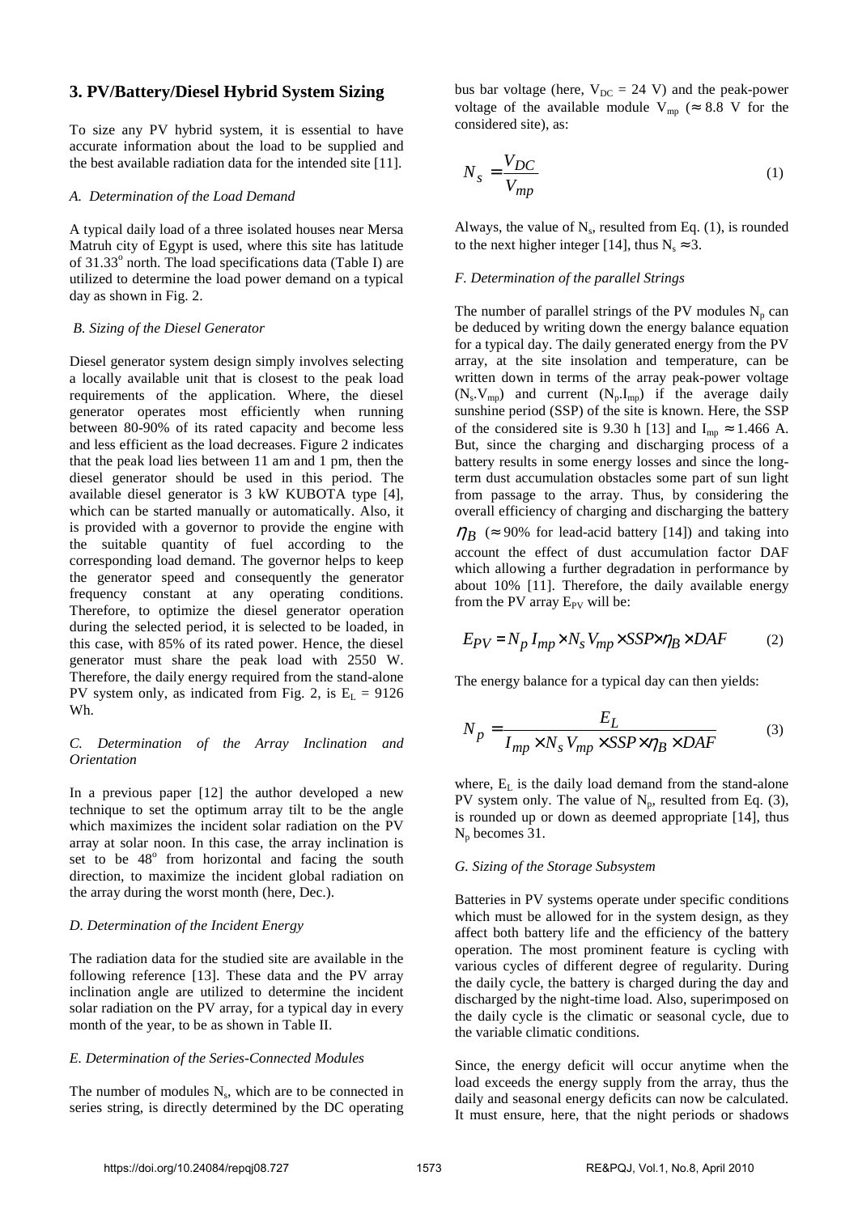## 3. PV/Battery/Diesel Hybrid System Sizing

To size any PV hybrid system, it is essential to have accurate information about the load to be supplied and the best available radiation data for the intended site [11].

### *A. Determination of the Load Demand*

A typical daily load of a three isolated houses near Mersa Matruh city of Egypt is used, where this site has latitude of 31.33° north. The load specifications data (Table I) are utilized to determine the load power demand on a typical day as shown in Fig. 2.

### *B. Sizing of the Diesel Generator*

Diesel generator system design simply involves selecting a locally available unit that is closest to the peak load requirements of the application. Where, the diesel generator operates most efficiently when running between 80-90% of its rated capacity and become less and less efficient as the load decreases. Figure 2 indicates that the peak load lies between 11 am and 1 pm, then the diesel generator should be used in this period. The available diesel generator is 3 kW KUBOTA type [4], which can be started manually or automatically. Also, it is provided with a governor to provide the engine with the suitable quantity of fuel according to the corresponding load demand. The governor helps to keep the generator speed and consequently the generator frequency constant at any operating conditions. Therefore, to optimize the diesel generator operation during the selected period, it is selected to be loaded, in this case, with 85% of its rated power. Hence, the diesel generator must share the peak load with 2550 W. Therefore, the daily energy required from the stand-alone PV system only, as indicated from Fig. 2, is $E_L$ = 9126 Wh.

### *C. Determination of the Array Inclination and Orientation*

In a previous paper [12] the author developed a new technique to set the optimum array tilt to be the angle which maximizes the incident solar radiation on the PV array at solar noon. In this case, the array inclination is set to be 48° from horizontal and facing the south direction, to maximize the incident global radiation on the array during the worst month (here, Dec.).

### *D. Determination of the Incident Energy*

The radiation data for the studied site are available in the following reference [13]. These data and the PV array inclination angle are utilized to determine the incident solar radiation on the PV array, for a typical day in every month of the year, to be as shown in Table II.

### *E. Determination of the Series-Connected Modules*

The number of modules $N_s$, which are to be connected in series string, is directly determined by the DC operating bus bar voltage (here, $V_{DC}$ = 24 V) and the peak-power voltage of the available module $V_{mp}$ ($\approx$ 8.8 V for the considered site), as:

$$N_s = \frac{V_{DC}}{V_{mp}} \tag{1}$$

Always, the value of $N_s$, resulted from Eq. (1), is rounded to the next higher integer [14], thus $N_s \approx 3$.

### *F. Determination of the parallel Strings*

The number of parallel strings of the PV modules $N_p$ can be deduced by writing down the energy balance equation for a typical day. The daily generated energy from the PV array, at the site insolation and temperature, can be written down in terms of the array peak-power voltage ($N_s.V_{mp}$) and current ($N_p.I_{mp}$) if the average daily sunshine period (SSP) of the site is known. Here, the SSP of the considered site is 9.30 h [13] and $I_{mp} \approx 1.466$ A. But, since the charging and discharging process of a battery results in some energy losses and since the long-term dust accumulation obstacles some part of sun light from passage to the array. Thus, by considering the overall efficiency of charging and discharging the battery $\eta_B$ ($\approx$ 90% for lead-acid battery [14]) and taking into account the effect of dust accumulation factor DAF which allowing a further degradation in performance by about 10% [11]. Therefore, the daily available energy from the PV array $E_{PV}$ will be:

$$E_{PV} = N_p\, I_{mp} \times N_s V_{mp} \times SSP \times \eta_B \times DAF \tag{2}$$

The energy balance for a typical day can then yields:

$$N_p = \frac{E_L}{I_{mp} \times N_s V_{mp} \times SSP \times \eta_B \times DAF} \tag{3}$$

where, $E_L$ is the daily load demand from the stand-alone PV system only. The value of $N_p$, resulted from Eq. (3), is rounded up or down as deemed appropriate [14], thus $N_p$ becomes 31.

### *G. Sizing of the Storage Subsystem*

Batteries in PV systems operate under specific conditions which must be allowed for in the system design, as they affect both battery life and the efficiency of the battery operation. The most prominent feature is cycling with various cycles of different degree of regularity. During the daily cycle, the battery is charged during the day and discharged by the night-time load. Also, superimposed on the daily cycle is the climatic or seasonal cycle, due to the variable climatic conditions.

Since, the energy deficit will occur anytime when the load exceeds the energy supply from the array, thus the daily and seasonal energy deficits can now be calculated. It must ensure, here, that the night periods or shadows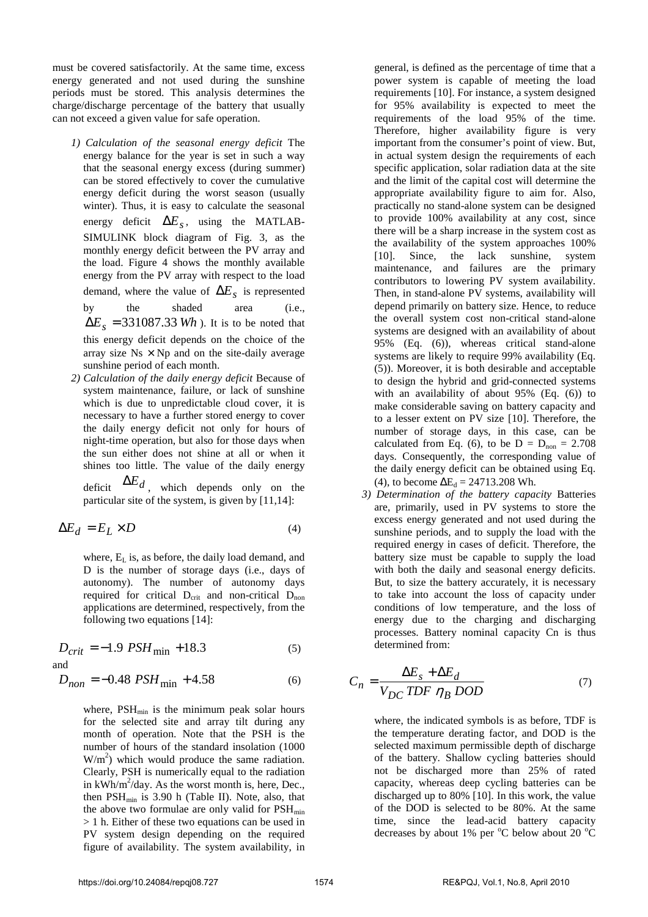must be covered satisfactorily. At the same time, excess energy generated and not used during the sunshine periods must be stored. This analysis determines the charge/discharge percentage of the battery that usually can not exceed a given value for safe operation.

*1) Calculation of the seasonal energy deficit* The energy balance for the year is set in such a way that the seasonal energy excess (during summer) can be stored effectively to cover the cumulative energy deficit during the worst season (usually winter). Thus, it is easy to calculate the seasonal energy deficit $\Delta E_S$, using the MATLAB-SIMULINK block diagram of Fig. 3, as the monthly energy deficit between the PV array and the load. Figure 4 shows the monthly available energy from the PV array with respect to the load demand, where the value of $\Delta E_S$ is represented by the shaded area (i.e., $\Delta E_S = 331087.33\,Wh$). It is to be noted that this energy deficit depends on the choice of the array size Ns $\times$ Np and on the site-daily average sunshine period of each month.

*2) Calculation of the daily energy deficit* Because of system maintenance, failure, or lack of sunshine which is due to unpredictable cloud cover, it is necessary to have a further stored energy to cover the daily energy deficit not only for hours of night-time operation, but also for those days when the sun either does not shine at all or when it shines too little. The value of the daily energy deficit $\Delta E_d$, which depends only on the particular site of the system, is given by [11,14]:

$$\Delta E_d = E_L \times D \tag{4}$$

where, $E_L$ is, as before, the daily load demand, and D is the number of storage days (i.e., days of autonomy). The number of autonomy days required for critical $D_{crit}$ and non-critical $D_{non}$ applications are determined, respectively, from the following two equations [14]:

$$D_{crit} = -1.9\ PSH_{\min} + 18.3 \tag{5}$$

and

$$D_{non} = -0.48\ PSH_{\min} + 4.58 \tag{6}$$

where, $PSH_{min}$ is the minimum peak solar hours for the selected site and array tilt during any month of operation. Note that the PSH is the number of hours of the standard insolation (1000 $W/m^2$) which would produce the same radiation. Clearly, PSH is numerically equal to the radiation in $kWh/m^2$/day. As the worst month is, here, Dec., then $PSH_{min}$ is 3.90 h (Table II). Note, also, that the above two formulae are only valid for $PSH_{min} > 1$ h. Either of these two equations can be used in PV system design depending on the required figure of availability. The system availability, in general, is defined as the percentage of time that a power system is capable of meeting the load requirements [10]. For instance, a system designed for 95% availability is expected to meet the requirements of the load 95% of the time. Therefore, higher availability figure is very important from the consumer's point of view. But, in actual system design the requirements of each specific application, solar radiation data at the site and the limit of the capital cost will determine the appropriate availability figure to aim for. Also, practically no stand-alone system can be designed to provide 100% availability at any cost, since there will be a sharp increase in the system cost as the availability of the system approaches 100% [10]. Since, the lack sunshine, system maintenance, and failures are the primary contributors to lowering PV system availability. Then, in stand-alone PV systems, availability will depend primarily on battery size. Hence, to reduce the overall system cost non-critical stand-alone systems are designed with an availability of about 95% (Eq. (6)), whereas critical stand-alone systems are likely to require 99% availability (Eq. (5)). Moreover, it is both desirable and acceptable to design the hybrid and grid-connected systems with an availability of about 95% (Eq. (6)) to make considerable saving on battery capacity and to a lesser extent on PV size [10]. Therefore, the number of storage days, in this case, can be calculated from Eq. (6), to be $D = D_{non} = 2.708$ days. Consequently, the corresponding value of the daily energy deficit can be obtained using Eq. (4), to become $\Delta E_d = 24713.208$ Wh.

*3) Determination of the battery capacity* Batteries are, primarily, used in PV systems to store the excess energy generated and not used during the sunshine periods, and to supply the load with the required energy in cases of deficit. Therefore, the battery size must be capable to supply the load with both the daily and seasonal energy deficits. But, to size the battery accurately, it is necessary to take into account the loss of capacity under conditions of low temperature, and the loss of energy due to the charging and discharging processes. Battery nominal capacity Cn is thus determined from:

$$C_n = \frac{\Delta E_s + \Delta E_d}{V_{DC}\ TDF\ \eta_B\ DOD} \tag{7}$$

where, the indicated symbols is as before, TDF is the temperature derating factor, and DOD is the selected maximum permissible depth of discharge of the battery. Shallow cycling batteries should not be discharged more than 25% of rated capacity, whereas deep cycling batteries can be discharged up to 80% [10]. In this work, the value of the DOD is selected to be 80%. At the same time, since the lead-acid battery capacity decreases by about 1% per °C below about 20 °C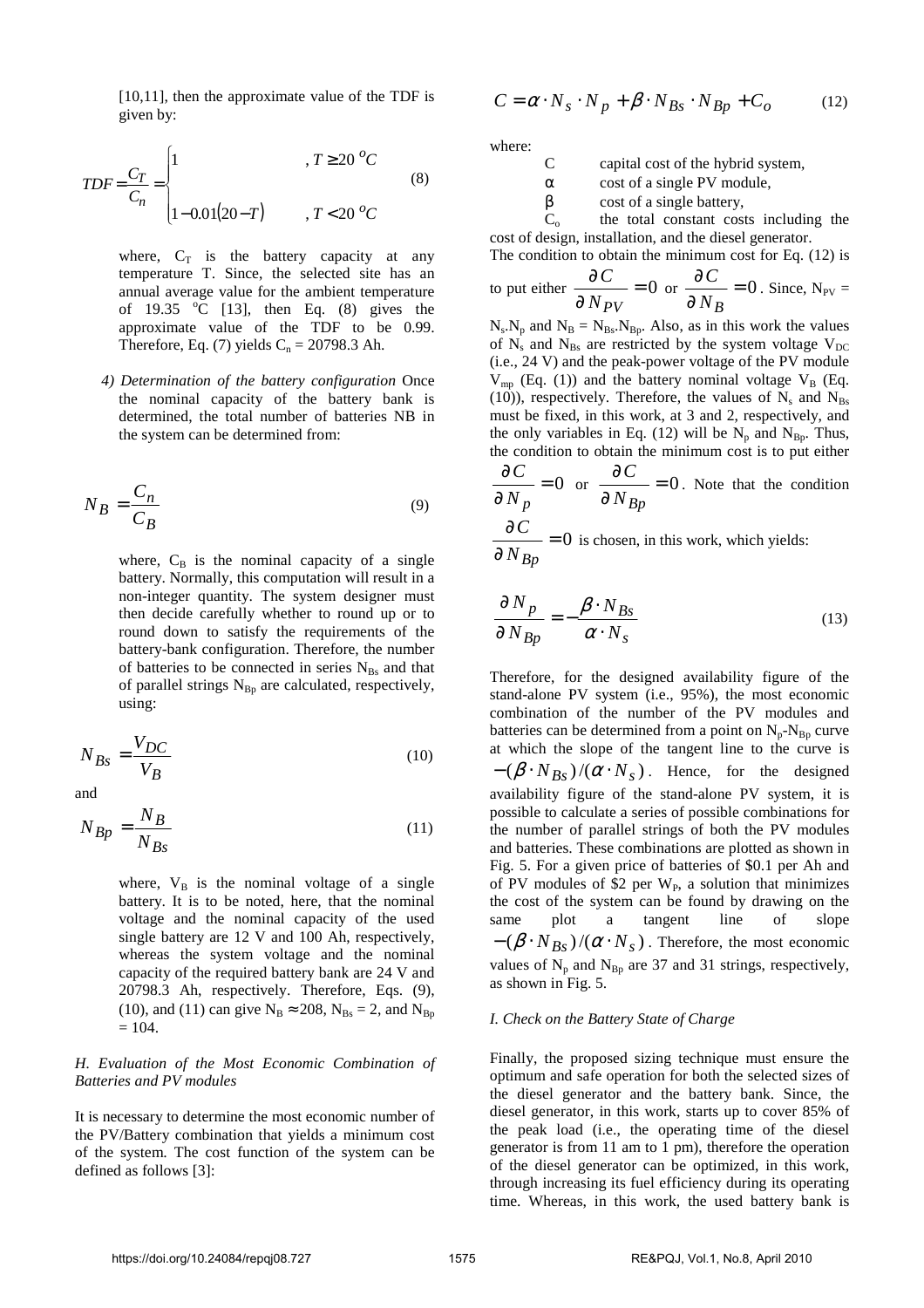[10,11], then the approximate value of the TDF is given by:

$$TDF = \frac{C_T}{C_n} = \begin{cases} 1 & , T \geq 20\ ^oC \\ 1 - 0.01(20 - T) & , T < 20\ ^oC \end{cases} \tag{8}$$

where, $C_T$ is the battery capacity at any temperature T. Since, the selected site has an annual average value for the ambient temperature of 19.35 $^oC$ [13], then Eq. (8) gives the approximate value of the TDF to be 0.99. Therefore, Eq. (7) yields $C_n$ = 20798.3 Ah.

*4) Determination of the battery configuration* Once the nominal capacity of the battery bank is determined, the total number of batteries NB in the system can be determined from:

$$N_B = \frac{C_n}{C_B} \tag{9}$$

where, $C_B$ is the nominal capacity of a single battery. Normally, this computation will result in a non-integer quantity. The system designer must then decide carefully whether to round up or to round down to satisfy the requirements of the battery-bank configuration. Therefore, the number of batteries to be connected in series $N_{Bs}$ and that of parallel strings $N_{Bp}$ are calculated, respectively, using:

$$N_{Bs} = \frac{V_{DC}}{V_B} \tag{10}$$

and

$$N_{Bp} = \frac{N_B}{N_{Bs}} \tag{11}$$

where, $V_B$ is the nominal voltage of a single battery. It is to be noted, here, that the nominal voltage and the nominal capacity of the used single battery are 12 V and 100 Ah, respectively, whereas the system voltage and the nominal capacity of the required battery bank are 24 V and 20798.3 Ah, respectively. Therefore, Eqs. (9), (10), and (11) can give $N_B \approx 208$, $N_{Bs} = 2$, and $N_{Bp} = 104$.

### *H. Evaluation of the Most Economic Combination of Batteries and PV modules*

It is necessary to determine the most economic number of the PV/Battery combination that yields a minimum cost of the system. The cost function of the system can be defined as follows [3]:

$$C = \alpha \cdot N_s \cdot N_p + \beta \cdot N_{Bs} \cdot N_{Bp} + C_o \tag{12}$$

where:

- C capital cost of the hybrid system,
- α cost of a single PV module,
- β cost of a single battery,
- $C_o$ the total constant costs including the cost of design, installation, and the diesel generator.

The condition to obtain the minimum cost for Eq. (12) is to put either $\frac{\partial C}{\partial N_{PV}} = 0$ or $\frac{\partial C}{\partial N_B} = 0$. Since, $N_{PV} = N_s.N_p$ and $N_B = N_{Bs}.N_{Bp}$. Also, as in this work the values of $N_s$ and $N_{Bs}$ are restricted by the system voltage $V_{DC}$ (i.e., 24 V) and the peak-power voltage of the PV module $V_{mp}$ (Eq. (1)) and the battery nominal voltage $V_B$ (Eq. (10)), respectively. Therefore, the values of $N_s$ and $N_{Bs}$ must be fixed, in this work, at 3 and 2, respectively, and the only variables in Eq. (12) will be $N_p$ and $N_{Bp}$. Thus, the condition to obtain the minimum cost is to put either $\frac{\partial C}{\partial N_p} = 0$ or $\frac{\partial C}{\partial N_{Bp}} = 0$. Note that the condition $\frac{\partial C}{\partial N_{Bp}} = 0$ is chosen, in this work, which yields:

$$\frac{\partial N_p}{\partial N_{Bp}} = -\frac{\beta \cdot N_{Bs}}{\alpha \cdot N_s} \tag{13}$$

Therefore, for the designed availability figure of the stand-alone PV system (i.e., 95%), the most economic combination of the number of the PV modules and batteries can be determined from a point on $N_p$-$N_{Bp}$ curve at which the slope of the tangent line to the curve is $-(\beta \cdot N_{Bs})/(\alpha \cdot N_s)$. Hence, for the designed availability figure of the stand-alone PV system, it is possible to calculate a series of possible combinations for the number of parallel strings of both the PV modules and batteries. These combinations are plotted as shown in Fig. 5. For a given price of batteries of \$0.1 per Ah and of PV modules of \$2 per $W_P$, a solution that minimizes the cost of the system can be found by drawing on the same plot a tangent line of slope $-(\beta \cdot N_{Bs})/(\alpha \cdot N_s)$. Therefore, the most economic values of $N_p$ and $N_{Bp}$ are 37 and 31 strings, respectively, as shown in Fig. 5.

### *I. Check on the Battery State of Charge*

Finally, the proposed sizing technique must ensure the optimum and safe operation for both the selected sizes of the diesel generator and the battery bank. Since, the diesel generator, in this work, starts up to cover 85% of the peak load (i.e., the operating time of the diesel generator is from 11 am to 1 pm), therefore the operation of the diesel generator can be optimized, in this work, through increasing its fuel efficiency during its operating time. Whereas, in this work, the used battery bank is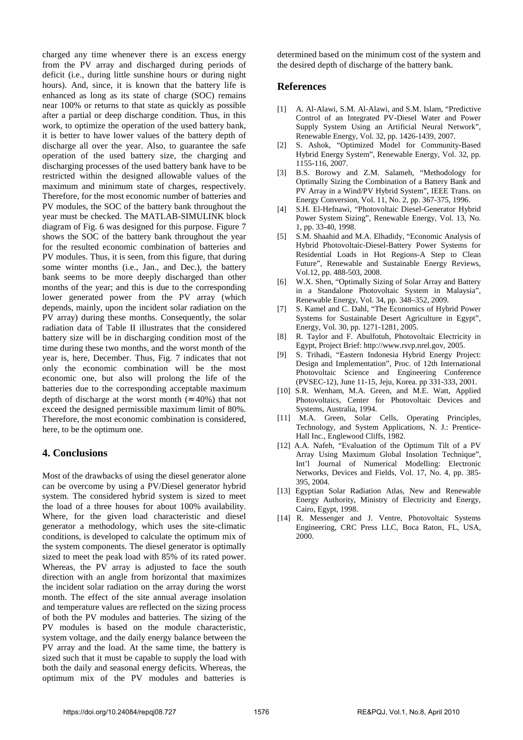charged any time whenever there is an excess energy from the PV array and discharged during periods of deficit (i.e., during little sunshine hours or during night hours). And, since, it is known that the battery life is enhanced as long as its state of charge (SOC) remains near 100% or returns to that state as quickly as possible after a partial or deep discharge condition. Thus, in this work, to optimize the operation of the used battery bank, it is better to have lower values of the battery depth of discharge all over the year. Also, to guarantee the safe operation of the used battery size, the charging and discharging processes of the used battery bank have to be restricted within the designed allowable values of the maximum and minimum state of charges, respectively. Therefore, for the most economic number of batteries and PV modules, the SOC of the battery bank throughout the year must be checked. The MATLAB-SIMULINK block diagram of Fig. 6 was designed for this purpose. Figure 7 shows the SOC of the battery bank throughout the year for the resulted economic combination of batteries and PV modules. Thus, it is seen, from this figure, that during some winter months (i.e., Jan., and Dec.), the battery bank seems to be more deeply discharged than other months of the year; and this is due to the corresponding lower generated power from the PV array (which depends, mainly, upon the incident solar radiation on the PV array) during these months. Consequently, the solar radiation data of Table II illustrates that the considered battery size will be in discharging condition most of the time during these two months, and the worst month of the year is, here, December. Thus, Fig. 7 indicates that not only the economic combination will be the most economic one, but also will prolong the life of the batteries due to the corresponding acceptable maximum depth of discharge at the worst month ($\approx$40%) that not exceed the designed permissible maximum limit of 80%. Therefore, the most economic combination is considered, here, to be the optimum one.

## 4. Conclusions

Most of the drawbacks of using the diesel generator alone can be overcome by using a PV/Diesel generator hybrid system. The considered hybrid system is sized to meet the load of a three houses for about 100% availability. Where, for the given load characteristic and diesel generator a methodology, which uses the site-climatic conditions, is developed to calculate the optimum mix of the system components. The diesel generator is optimally sized to meet the peak load with 85% of its rated power. Whereas, the PV array is adjusted to face the south direction with an angle from horizontal that maximizes the incident solar radiation on the array during the worst month. The effect of the site annual average insolation and temperature values are reflected on the sizing process of both the PV modules and batteries. The sizing of the PV modules is based on the module characteristic, system voltage, and the daily energy balance between the PV array and the load. At the same time, the battery is sized such that it must be capable to supply the load with both the daily and seasonal energy deficits. Whereas, the optimum mix of the PV modules and batteries is determined based on the minimum cost of the system and the desired depth of discharge of the battery bank.

## References

[1] A. Al-Alawi, S.M. Al-Alawi, and S.M. Islam, "Predictive Control of an Integrated PV-Diesel Water and Power Supply System Using an Artificial Neural Network", Renewable Energy, Vol. 32, pp. 1426-1439, 2007.

[2] S. Ashok, "Optimized Model for Community-Based Hybrid Energy System", Renewable Energy, Vol. 32, pp. 1155-116, 2007.

[3] B.S. Borowy and Z.M. Salameh, "Methodology for Optimally Sizing the Combination of a Battery Bank and PV Array in a Wind/PV Hybrid System", IEEE Trans. on Energy Conversion, Vol. 11, No. 2, pp. 367-375, 1996.

[4] S.H. El-Hefnawi, "Photovoltaic Diesel-Generator Hybrid Power System Sizing", Renewable Energy, Vol. 13, No. 1, pp. 33-40, 1998.

[5] S.M. Shaahid and M.A. Elhadidy, "Economic Analysis of Hybrid Photovoltaic-Diesel-Battery Power Systems for Residential Loads in Hot Regions-A Step to Clean Future", Renewable and Sustainable Energy Reviews, Vol.12, pp. 488-503, 2008.

[6] W.X. Shen, "Optimally Sizing of Solar Array and Battery in a Standalone Photovoltaic System in Malaysia", Renewable Energy, Vol. 34, pp. 348–352, 2009.

[7] S. Kamel and C. Dahl, "The Economics of Hybrid Power Systems for Sustainable Desert Agriculture in Egypt", Energy, Vol. 30, pp. 1271-1281, 2005.

[8] R. Taylor and F. Abulfotuh, Photovoltaic Electricity in Egypt, Project Brief: http://www.rsvp.nrel.gov, 2005.

[9] S. Trihadi, "Eastern Indonesia Hybrid Energy Project: Design and Implementation", Proc. of 12th International Photovoltaic Science and Engineering Conference (PVSEC-12), June 11-15, Jeju, Korea. pp 331-333, 2001.

[10] S.R. Wenham, M.A. Green, and M.E. Watt, Applied Photovoltaics, Center for Photovoltaic Devices and Systems, Australia, 1994.

[11] M.A. Green, Solar Cells, Operating Principles, Technology, and System Applications, N. J.: Prentice-Hall Inc., Englewood Cliffs, 1982.

[12] A.A. Nafeh, "Evaluation of the Optimum Tilt of a PV Array Using Maximum Global Insolation Technique", Int'l Journal of Numerical Modelling: Electronic Networks, Devices and Fields, Vol. 17, No. 4, pp. 385-395, 2004.

[13] Egyptian Solar Radiation Atlas, New and Renewable Energy Authority, Ministry of Electricity and Energy, Cairo, Egypt, 1998.

[14] R. Messenger and J. Ventre, Photovoltaic Systems Engineering, CRC Press LLC, Boca Raton, FL, USA, 2000.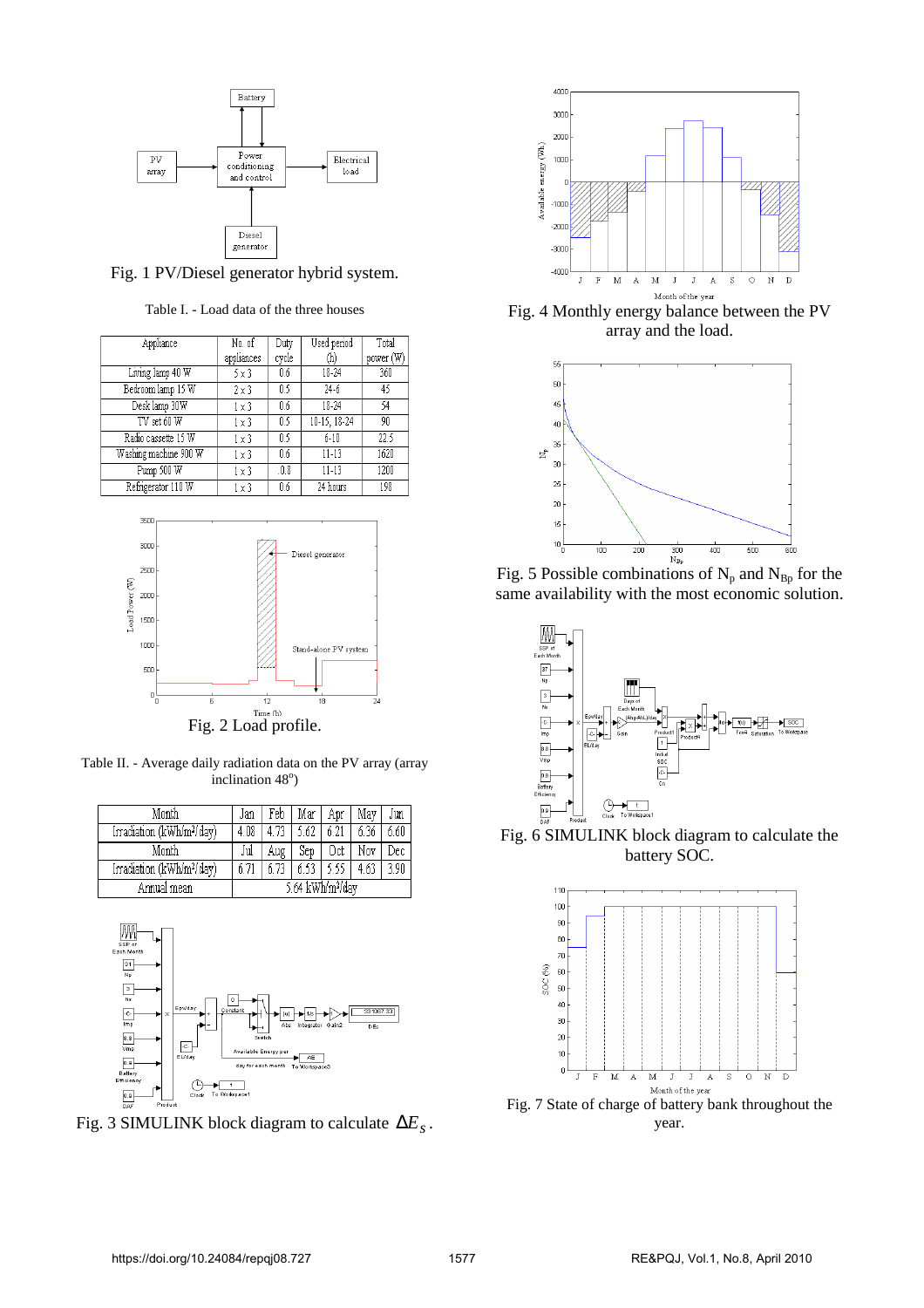Fig. 1 PV/Diesel generator hybrid system.

Table I. - Load data of the three houses

| Appliance | No. of appliances | Duty cycle | Used period (h) | Total power (W) |
|---|---|---|---|---|
| Living lamp 40 W | 5 x 3 | 0.6 | 18-24 | 360 |
| Bedroom lamp 15 W | 2 x 3 | 0.5 | 24-6 | 45 |
| Desk lamp 30W | 1 x 3 | 0.6 | 18-24 | 54 |
| TV set 60 W | 1 x 3 | 0.5 | 10-15, 18-24 | 90 |
| Radio cassette 15 W | 1 x 3 | 0.5 | 6-10 | 22.5 |
| Washing machine 900 W | 1 x 3 | 0.6 | 11-13 | 1620 |
| Pump 500 W | 1 x 3 | 0.8 | 11-13 | 1200 |
| Refrigerator 110 W | 1 x 3 | 0.6 | 24 hours | 198 |

Fig. 2 Load profile.

Table II. - Average daily radiation data on the PV array (array inclination 48°)

| Month | Jan | Feb | Mar | Apr | May | Jun |
|---|---|---|---|---|---|---|
| Irradiation (kWh/m²/day) | 4.08 | 4.73 | 5.62 | 6.21 | 6.36 | 6.60 |
| Month | Jul | Aug | Sep | Oct | Nov | Dec |
| Irradiation (kWh/m²/day) | 6.71 | 6.73 | 6.53 | 5.55 | 4.63 | 3.90 |
| Annual mean | 5.64 kWh/m²/day | | | | | |

Fig. 3 SIMULINK block diagram to calculate $\Delta E_S$.

Fig. 4 Monthly energy balance between the PV array and the load.

Fig. 5 Possible combinations of $N_p$ and $N_{Bp}$ for the same availability with the most economic solution.

Fig. 6 SIMULINK block diagram to calculate the battery SOC.

Fig. 7 State of charge of battery bank throughout the year.